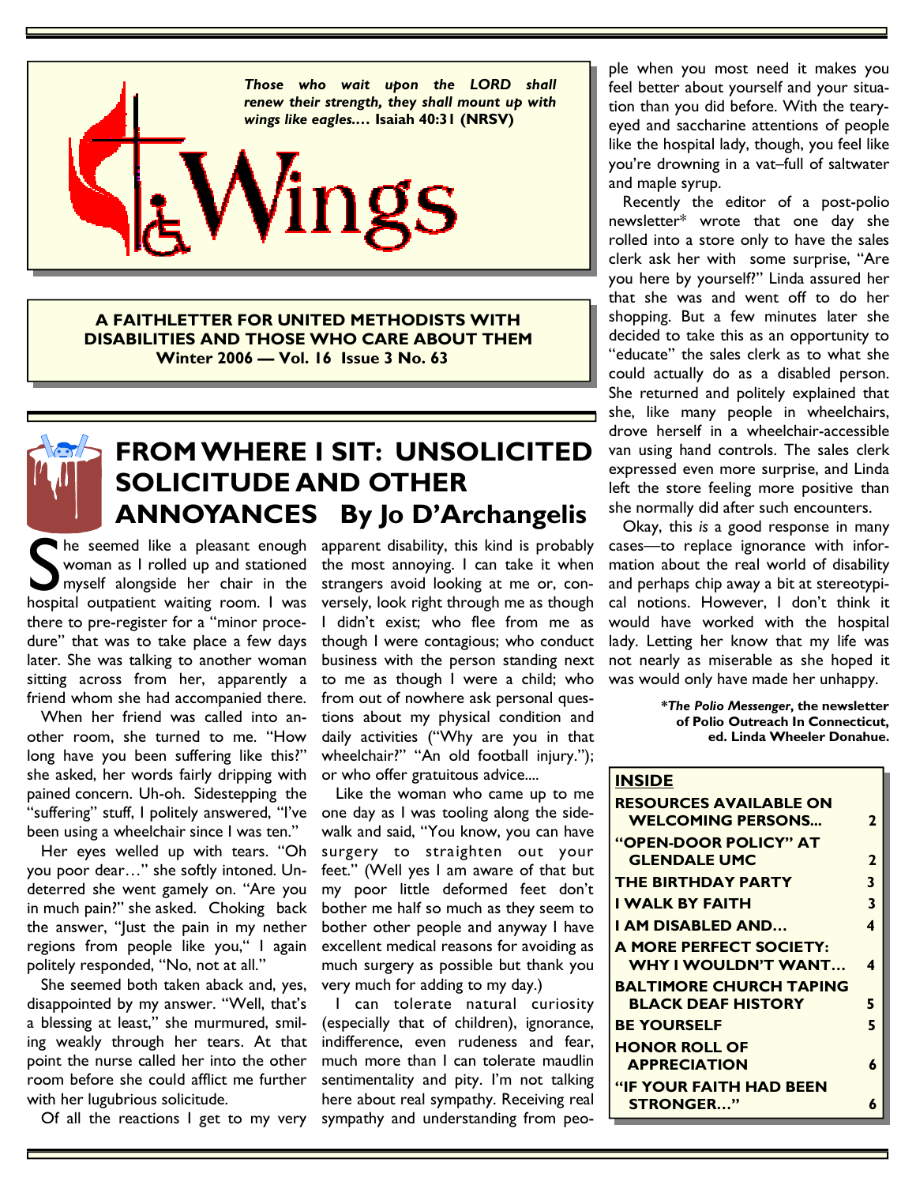*Those who wait upon the LORD shall renew their strength, they shall mount up with wings like eagles....* **Isaiah 40:31 (NRSV)**

# Wings

**A FAITHLETTER FOR UNITED METHODISTS WITH DISABILITIES AND THOSE WHO CARE ABOUT THEM**
**Winter 2006 — Vol. 16 Issue 3 No. 63**

## FROM WHERE I SIT: UNSOLICITED SOLICITUDE AND OTHER ANNOYANCES By Jo D'Archangelis

She seemed like a pleasant enough woman as I rolled up and stationed myself alongside her chair in the hospital outpatient waiting room. I was there to pre-register for a "minor procedure" that was to take place a few days later. She was talking to another woman sitting across from her, apparently a friend whom she had accompanied there.

When her friend was called into another room, she turned to me. "How long have you been suffering like this?" she asked, her words fairly dripping with pained concern. Uh-oh. Sidestepping the "suffering" stuff, I politely answered, "I've been using a wheelchair since I was ten."

Her eyes welled up with tears. "Oh you poor dear…" she softly intoned. Undeterred she went gamely on. "Are you in much pain?" she asked. Choking back the answer, "Just the pain in my nether regions from people like you," I again politely responded, "No, not at all."

She seemed both taken aback and, yes, disappointed by my answer. "Well, that's a blessing at least," she murmured, smiling weakly through her tears. At that point the nurse called her into the other room before she could afflict me further with her lugubrious solicitude.

Of all the reactions I get to my very apparent disability, this kind is probably the most annoying. I can take it when strangers avoid looking at me or, conversely, look right through me as though I didn't exist; who flee from me as though I were contagious; who conduct business with the person standing next to me as though I were a child; who from out of nowhere ask personal questions about my physical condition and daily activities ("Why are you in that wheelchair?" "An old football injury."); or who offer gratuitous advice....

Like the woman who came up to me one day as I was tooling along the sidewalk and said, "You know, you can have surgery to straighten out your feet." (Well yes I am aware of that but my poor little deformed feet don't bother me half so much as they seem to bother other people and anyway I have excellent medical reasons for avoiding as much surgery as possible but thank you very much for adding to my day.)

I can tolerate natural curiosity (especially that of children), ignorance, indifference, even rudeness and fear, much more than I can tolerate maudlin sentimentality and pity. I'm not talking here about real sympathy. Receiving real sympathy and understanding from people when you most need it makes you feel better about yourself and your situation than you did before. With the teary-eyed and saccharine attentions of people like the hospital lady, though, you feel like you're drowning in a vat–full of saltwater and maple syrup.

Recently the editor of a post-polio newsletter* wrote that one day she rolled into a store only to have the sales clerk ask her with some surprise, "Are you here by yourself?" Linda assured her that she was and went off to do her shopping. But a few minutes later she decided to take this as an opportunity to "educate" the sales clerk as to what she could actually do as a disabled person. She returned and politely explained that she, like many people in wheelchairs, drove herself in a wheelchair-accessible van using hand controls. The sales clerk expressed even more surprise, and Linda left the store feeling more positive than she normally did after such encounters.

Okay, this *is* a good response in many cases—to replace ignorance with information about the real world of disability and perhaps chip away a bit at stereotypical notions. However, I don't think it would have worked with the hospital lady. Letting her know that my life was not nearly as miserable as she hoped it was would only have made her unhappy.

***The Polio Messenger*, the newsletter of Polio Outreach In Connecticut, ed. Linda Wheeler Donahue.**

## INSIDE

| | |
|---|---|
| RESOURCES AVAILABLE ON WELCOMING PERSONS... | 2 |
| "OPEN-DOOR POLICY" AT GLENDALE UMC | 2 |
| THE BIRTHDAY PARTY | 3 |
| I WALK BY FAITH | 3 |
| I AM DISABLED AND… | 4 |
| A MORE PERFECT SOCIETY: WHY I WOULDN'T WANT… | 4 |
| BALTIMORE CHURCH TAPING BLACK DEAF HISTORY | 5 |
| BE YOURSELF | 5 |
| HONOR ROLL OF APPRECIATION | 6 |
| "IF YOUR FAITH HAD BEEN STRONGER…" | 6 |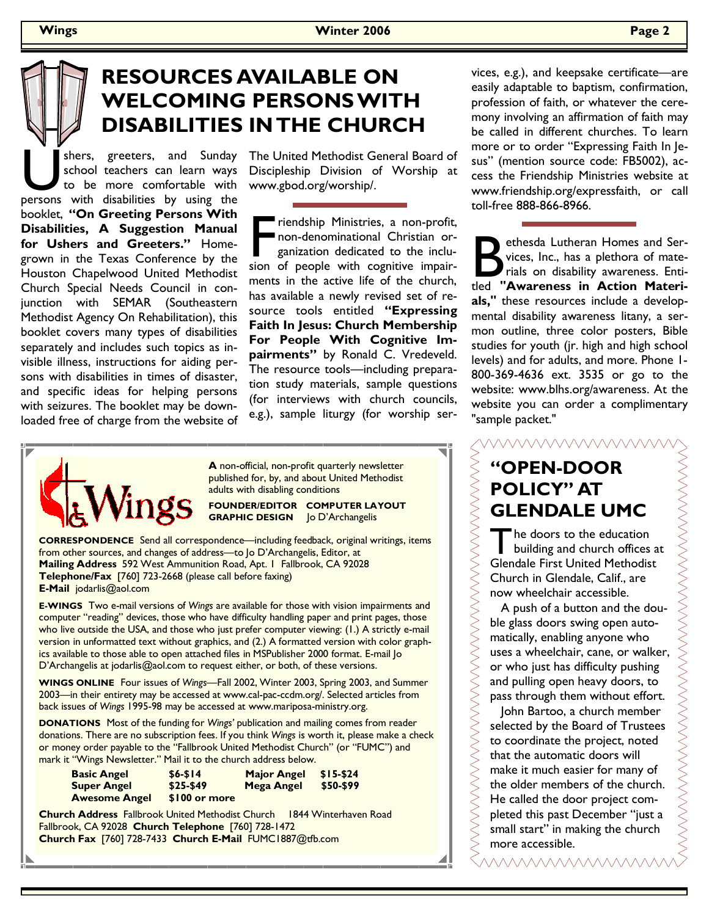# RESOURCES AVAILABLE ON WELCOMING PERSONS WITH DISABILITIES IN THE CHURCH

Ushers, greeters, and Sunday school teachers can learn ways to be more comfortable with persons with disabilities by using the booklet, **"On Greeting Persons With Disabilities, A Suggestion Manual for Ushers and Greeters."** Home-grown in the Texas Conference by the Houston Chapelwood United Methodist Church Special Needs Council in conjunction with SEMAR (Southeastern Methodist Agency On Rehabilitation), this booklet covers many types of disabilities separately and includes such topics as invisible illness, instructions for aiding persons with disabilities in times of disaster, and specific ideas for helping persons with seizures. The booklet may be downloaded free of charge from the website of The United Methodist General Board of Discipleship Division of Worship at www.gbod.org/worship/.

---

Friendship Ministries, a non-profit, non-denominational Christian organization dedicated to the inclusion of people with cognitive impairments in the active life of the church, has available a newly revised set of resource tools entitled **"Expressing Faith In Jesus: Church Membership For People With Cognitive Impairments"** by Ronald C. Vredeveld. The resource tools—including preparation study materials, sample questions (for interviews with church councils, e.g.), sample liturgy (for worship services, e.g.), and keepsake certificate—are easily adaptable to baptism, confirmation, profession of faith, or whatever the ceremony involving an affirmation of faith may be called in different churches. To learn more or to order "Expressing Faith In Jesus" (mention source code: FB5002), access the Friendship Ministries website at www.friendship.org/expressfaith, or call toll-free 888-866-8966.

---

Bethesda Lutheran Homes and Services, Inc., has a plethora of materials on disability awareness. Entitled **"Awareness in Action Materials,"** these resources include a developmental disability awareness litany, a sermon outline, three color posters, Bible studies for youth (jr. high and high school levels) and for adults, and more. Phone 1-800-369-4636 ext. 3535 or go to the website: www.blhs.org/awareness. At the website you can order a complimentary "sample packet."

---

**A** non-official, non-profit quarterly newsletter published for, by, and about United Methodist adults with disabling conditions

**FOUNDER/EDITOR COMPUTER LAYOUT GRAPHIC DESIGN** Jo D'Archangelis

**CORRESPONDENCE** Send all correspondence—including feedback, original writings, items from other sources, and changes of address—to Jo D'Archangelis, Editor, at **Mailing Address** 592 West Ammunition Road, Apt. 1 Fallbrook, CA 92028 **Telephone/Fax** [760] 723-2668 (please call before faxing) **E-Mail** jodarlis@aol.com

**E-WINGS** Two e-mail versions of *Wings* are available for those with vision impairments and computer "reading" devices, those who have difficulty handling paper and print pages, those who live outside the USA, and those who just prefer computer viewing: (1.) A strictly e-mail version in unformatted text without graphics, and (2.) A formatted version with color graphics available to those able to open attached files in MSPublisher 2000 format. E-mail Jo D'Archangelis at jodarlis@aol.com to request either, or both, of these versions.

**WINGS ONLINE** Four issues of *Wings*—Fall 2002, Winter 2003, Spring 2003, and Summer 2003—in their entirety may be accessed at www.cal-pac-ccdm.org/. Selected articles from back issues of *Wings* 1995-98 may be accessed at www.mariposa-ministry.org.

**DONATIONS** Most of the funding for *Wings'* publication and mailing comes from reader donations. There are no subscription fees. If you think *Wings* is worth it, please make a check or money order payable to the "Fallbrook United Methodist Church" (or "FUMC") and mark it "Wings Newsletter." Mail it to the church address below.

| | | | |
|---|---|---|---|
| **Basic Angel** | **$6-$14** | **Major Angel** | **$15-$24** |
| **Super Angel** | **$25-$49** | **Mega Angel** | **$50-$99** |
| **Awesome Angel** | **$100 or more** | | |

**Church Address** Fallbrook United Methodist Church 1844 Winterhaven Road Fallbrook, CA 92028 **Church Telephone** [760] 728-1472 **Church Fax** [760] 728-7433 **Church E-Mail** FUMC1887@tfb.com

---

## "OPEN-DOOR POLICY" AT GLENDALE UMC

The doors to the education building and church offices at Glendale First United Methodist Church in Glendale, Calif., are now wheelchair accessible.

A push of a button and the double glass doors swing open automatically, enabling anyone who uses a wheelchair, cane, or walker, or who just has difficulty pushing and pulling open heavy doors, to pass through them without effort.

John Bartoo, a church member selected by the Board of Trustees to coordinate the project, noted that the automatic doors will make it much easier for many of the older members of the church. He called the door project completed this past December "just a small start" in making the church more accessible.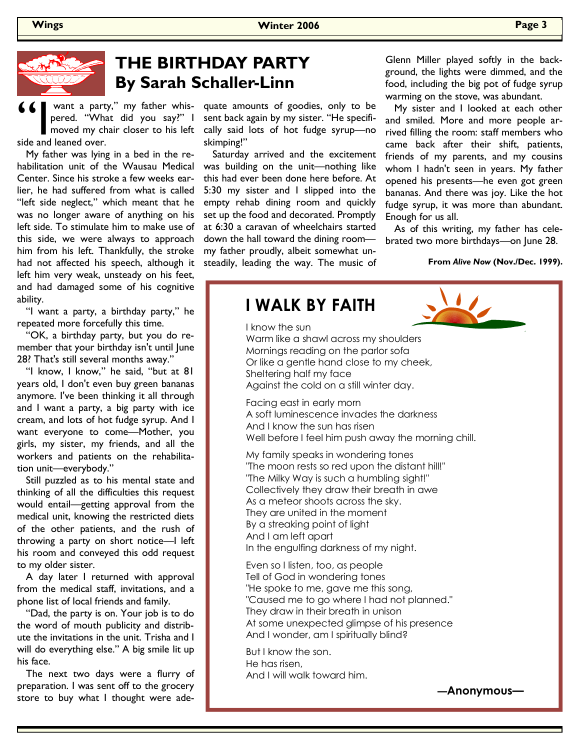# THE BIRTHDAY PARTY
## By Sarah Schaller-Linn

"I want a party," my father whispered. "What did you say?" I moved my chair closer to his left side and leaned over.

My father was lying in a bed in the rehabilitation unit of the Wausau Medical Center. Since his stroke a few weeks earlier, he had suffered from what is called "left side neglect," which meant that he was no longer aware of anything on his left side. To stimulate him to make use of this side, we were always to approach him from his left. Thankfully, the stroke had not affected his speech, although it left him very weak, unsteady on his feet, and had damaged some of his cognitive ability.

"I want a party, a birthday party," he repeated more forcefully this time.

"OK, a birthday party, but you do remember that your birthday isn't until June 28? That's still several months away."

"I know, I know," he said, "but at 81 years old, I don't even buy green bananas anymore. I've been thinking it all through and I want a party, a big party with ice cream, and lots of hot fudge syrup. And I want everyone to come—Mother, you girls, my sister, my friends, and all the workers and patients on the rehabilitation unit—everybody."

Still puzzled as to his mental state and thinking of all the difficulties this request would entail—getting approval from the medical unit, knowing the restricted diets of the other patients, and the rush of throwing a party on short notice—I left his room and conveyed this odd request to my older sister.

A day later I returned with approval from the medical staff, invitations, and a phone list of local friends and family.

"Dad, the party is on. Your job is to do the word of mouth publicity and distribute the invitations in the unit. Trisha and I will do everything else." A big smile lit up his face.

The next two days were a flurry of preparation. I was sent off to the grocery store to buy what I thought were adequate amounts of goodies, only to be sent back again by my sister. "He specifically said lots of hot fudge syrup—no skimping!"

Saturday arrived and the excitement was building on the unit—nothing like this had ever been done here before. At 5:30 my sister and I slipped into the empty rehab dining room and quickly set up the food and decorated. Promptly at 6:30 a caravan of wheelchairs started down the hall toward the dining room—my father proudly, albeit somewhat unsteadily, leading the way. The music of Glenn Miller played softly in the background, the lights were dimmed, and the food, including the big pot of fudge syrup warming on the stove, was abundant.

My sister and I looked at each other and smiled. More and more people arrived filling the room: staff members who came back after their shift, patients, friends of my parents, and my cousins whom I hadn't seen in years. My father opened his presents—he even got green bananas. And there was joy. Like the hot fudge syrup, it was more than abundant. Enough for us all.

As of this writing, my father has celebrated two more birthdays—on June 28.

**From *Alive Now* (Nov./Dec. 1999).**

# I WALK BY FAITH

I know the sun  
Warm like a shawl across my shoulders  
Mornings reading on the parlor sofa  
Or like a gentle hand close to my cheek,  
Sheltering half my face  
Against the cold on a still winter day.

Facing east in early morn  
A soft luminescence invades the darkness  
And I know the sun has risen  
Well before I feel him push away the morning chill.

My family speaks in wondering tones  
"The moon rests so red upon the distant hill!"  
"The Milky Way is such a humbling sight!"  
Collectively they draw their breath in awe  
As a meteor shoots across the sky.  
They are united in the moment  
By a streaking point of light  
And I am left apart  
In the engulfing darkness of my night.

Even so I listen, too, as people  
Tell of God in wondering tones  
"He spoke to me, gave me this song,  
"Caused me to go where I had not planned."  
They draw in their breath in unison  
At some unexpected glimpse of his presence  
And I wonder, am I spiritually blind?

But I know the son.  
He has risen,  
And I will walk toward him.

**—Anonymous—**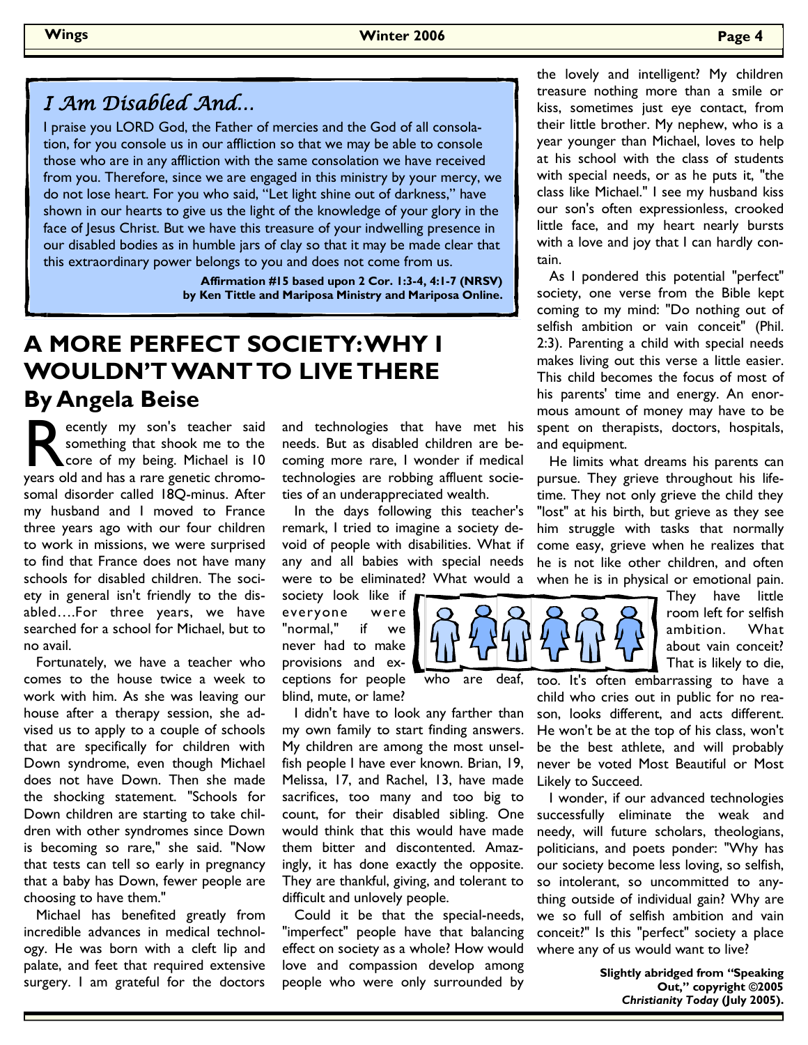## *I Am Disabled And…*

I praise you LORD God, the Father of mercies and the God of all consolation, for you console us in our affliction so that we may be able to console those who are in any affliction with the same consolation we have received from you. Therefore, since we are engaged in this ministry by your mercy, we do not lose heart. For you who said, "Let light shine out of darkness," have shown in our hearts to give us the light of the knowledge of your glory in the face of Jesus Christ. But we have this treasure of your indwelling presence in our disabled bodies as in humble jars of clay so that it may be made clear that this extraordinary power belongs to you and does not come from us.

**Affirmation #15 based upon 2 Cor. 1:3-4, 4:1-7 (NRSV) by Ken Tittle and Mariposa Ministry and Mariposa Online.**

# A MORE PERFECT SOCIETY: WHY I WOULDN'T WANT TO LIVE THERE

## By Angela Beise

Recently my son's teacher said something that shook me to the core of my being. Michael is 10 years old and has a rare genetic chromosomal disorder called 18Q-minus. After my husband and I moved to France three years ago with our four children to work in missions, we were surprised to find that France does not have many schools for disabled children. The society in general isn't friendly to the disabled….For three years, we have searched for a school for Michael, but to no avail.

Fortunately, we have a teacher who comes to the house twice a week to work with him. As she was leaving our house after a therapy session, she advised us to apply to a couple of schools that are specifically for children with Down syndrome, even though Michael does not have Down. Then she made the shocking statement. "Schools for Down children are starting to take children with other syndromes since Down is becoming so rare," she said. "Now that tests can tell so early in pregnancy that a baby has Down, fewer people are choosing to have them."

Michael has benefited greatly from incredible advances in medical technology. He was born with a cleft lip and palate, and feet that required extensive surgery. I am grateful for the doctors and technologies that have met his needs. But as disabled children are becoming more rare, I wonder if medical technologies are robbing affluent societies of an underappreciated wealth.

In the days following this teacher's remark, I tried to imagine a society devoid of people with disabilities. What if any and all babies with special needs were to be eliminated? What would a society look like if everyone were "normal," if we never had to make provisions and exceptions for people who are deaf, blind, mute, or lame?

I didn't have to look any farther than my own family to start finding answers. My children are among the most unselfish people I have ever known. Brian, 19, Melissa, 17, and Rachel, 13, have made sacrifices, too many and too big to count, for their disabled sibling. One would think that this would have made them bitter and discontented. Amazingly, it has done exactly the opposite. They are thankful, giving, and tolerant to difficult and unlovely people.

Could it be that the special-needs, "imperfect" people have that balancing effect on society as a whole? How would love and compassion develop among people who were only surrounded by the lovely and intelligent? My children treasure nothing more than a smile or kiss, sometimes just eye contact, from their little brother. My nephew, who is a year younger than Michael, loves to help at his school with the class of students with special needs, or as he puts it, "the class like Michael." I see my husband kiss our son's often expressionless, crooked little face, and my heart nearly bursts with a love and joy that I can hardly contain.

As I pondered this potential "perfect" society, one verse from the Bible kept coming to my mind: "Do nothing out of selfish ambition or vain conceit" (Phil. 2:3). Parenting a child with special needs makes living out this verse a little easier. This child becomes the focus of most of his parents' time and energy. An enormous amount of money may have to be spent on therapists, doctors, hospitals, and equipment.

He limits what dreams his parents can pursue. They grieve throughout his lifetime. They not only grieve the child they "lost" at his birth, but grieve as they see him struggle with tasks that normally come easy, grieve when he realizes that he is not like other children, and often when he is in physical or emotional pain. They have little room left for selfish ambition. What about vain conceit? That is likely to die, too. It's often embarrassing to have a child who cries out in public for no reason, looks different, and acts different. He won't be at the top of his class, won't be the best athlete, and will probably never be voted Most Beautiful or Most Likely to Succeed.

I wonder, if our advanced technologies successfully eliminate the weak and needy, will future scholars, theologians, politicians, and poets ponder: "Why has our society become less loving, so selfish, so intolerant, so uncommitted to anything outside of individual gain? Why are we so full of selfish ambition and vain conceit?" Is this "perfect" society a place where any of us would want to live?

**Slightly abridged from "Speaking Out," copyright ©2005 *Christianity Today* (July 2005).**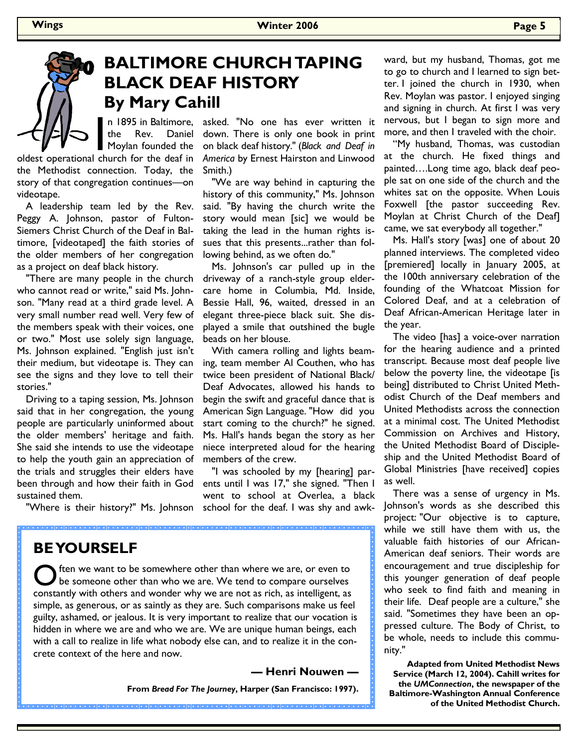# BALTIMORE CHURCH TAPING BLACK DEAF HISTORY

## By Mary Cahill

In 1895 in Baltimore, the Rev. Daniel Moylan founded the oldest operational church for the deaf in the Methodist connection. Today, the story of that congregation continues—on videotape.

A leadership team led by the Rev. Peggy A. Johnson, pastor of Fulton-Siemers Christ Church of the Deaf in Baltimore, [videotaped] the faith stories of the older members of her congregation as a project on deaf black history.

"There are many people in the church who cannot read or write," said Ms. Johnson. "Many read at a third grade level. A very small number read well. Very few of the members speak with their voices, one or two." Most use solely sign language, Ms. Johnson explained. "English just isn't their medium, but videotape is. They can see the signs and they love to tell their stories."

Driving to a taping session, Ms. Johnson said that in her congregation, the young people are particularly uninformed about the older members' heritage and faith. She said she intends to use the videotape to help the youth gain an appreciation of the trials and struggles their elders have been through and how their faith in God sustained them.

"Where is their history?" Ms. Johnson asked. "No one has ever written it down. There is only one book in print on black deaf history." (*Black and Deaf in America* by Ernest Hairston and Linwood Smith.)

"We are way behind in capturing the history of this community," Ms. Johnson said. "By having the church write the story would mean [sic] we would be taking the lead in the human rights issues that this presents...rather than following behind, as we often do."

Ms. Johnson's car pulled up in the driveway of a ranch-style group elder-care home in Columbia, Md. Inside, Bessie Hall, 96, waited, dressed in an elegant three-piece black suit. She displayed a smile that outshined the bugle beads on her blouse.

With camera rolling and lights beaming, team member Al Couthen, who has twice been president of National Black/Deaf Advocates, allowed his hands to begin the swift and graceful dance that is American Sign Language. "How did you start coming to the church?" he signed. Ms. Hall's hands began the story as her niece interpreted aloud for the hearing members of the crew.

"I was schooled by my [hearing] parents until I was 17," she signed. "Then I went to school at Overlea, a black school for the deaf. I was shy and awkward, but my husband, Thomas, got me to go to church and I learned to sign better. I joined the church in 1930, when Rev. Moylan was pastor. I enjoyed singing and signing in church. At first I was very nervous, but I began to sign more and more, and then I traveled with the choir.

"My husband, Thomas, was custodian at the church. He fixed things and painted….Long time ago, black deaf people sat on one side of the church and the whites sat on the opposite. When Louis Foxwell [the pastor succeeding Rev. Moylan at Christ Church of the Deaf] came, we sat everybody all together."

Ms. Hall's story [was] one of about 20 planned interviews. The completed video [premiered] locally in January 2005, at the 100th anniversary celebration of the founding of the Whatcoat Mission for Colored Deaf, and at a celebration of Deaf African-American Heritage later in the year.

The video [has] a voice-over narration for the hearing audience and a printed transcript. Because most deaf people live below the poverty line, the videotape [is being] distributed to Christ United Methodist Church of the Deaf members and United Methodists across the connection at a minimal cost. The United Methodist Commission on Archives and History, the United Methodist Board of Discipleship and the United Methodist Board of Global Ministries [have received] copies as well.

There was a sense of urgency in Ms. Johnson's words as she described this project: "Our objective is to capture, while we still have them with us, the valuable faith histories of our African-American deaf seniors. Their words are encouragement and true discipleship for this younger generation of deaf people who seek to find faith and meaning in their life. Deaf people are a culture," she said. "Sometimes they have been an oppressed culture. The Body of Christ, to be whole, needs to include this community."

**Adapted from United Methodist News Service (March 12, 2004). Cahill writes for the *UMConnection*, the newspaper of the Baltimore-Washington Annual Conference of the United Methodist Church.**

## BE YOURSELF

Often we want to be somewhere other than where we are, or even to be someone other than who we are. We tend to compare ourselves constantly with others and wonder why we are not as rich, as intelligent, as simple, as generous, or as saintly as they are. Such comparisons make us feel guilty, ashamed, or jealous. It is very important to realize that our vocation is hidden in where we are and who we are. We are unique human beings, each with a call to realize in life what nobody else can, and to realize it in the concrete context of the here and now.

**— Henri Nouwen —**

**From *Bread For The Journey*, Harper (San Francisco: 1997).**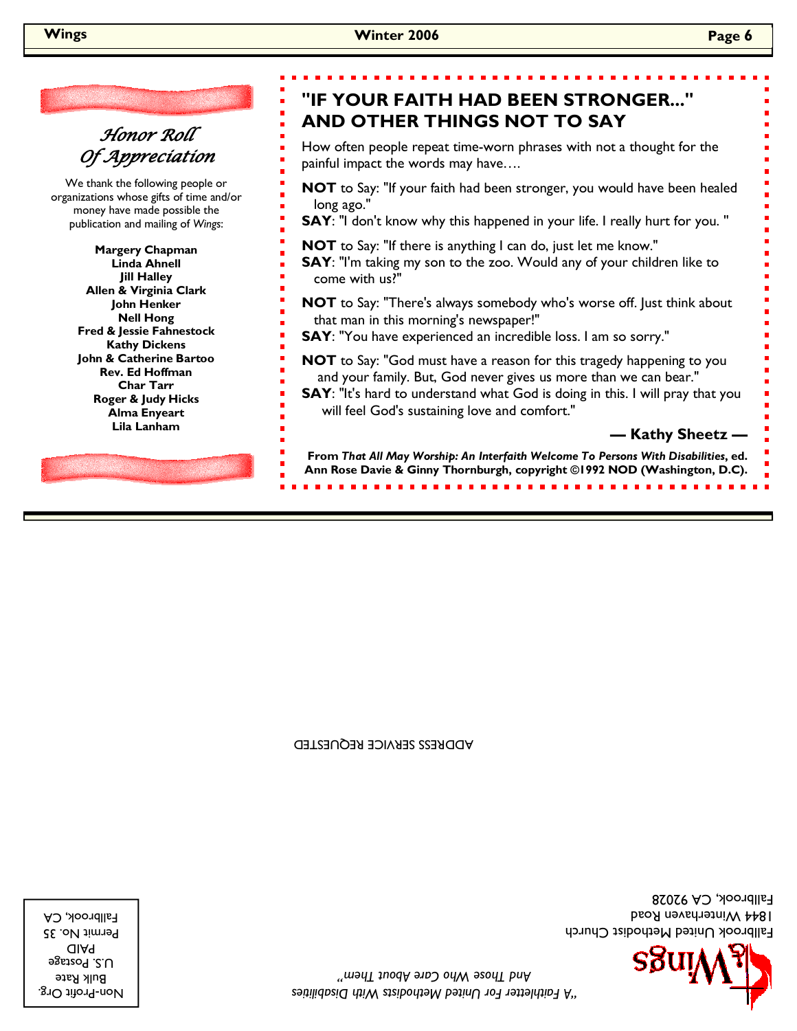## *Honor Roll Of Appreciation*

We thank the following people or organizations whose gifts of time and/or money have made possible the publication and mailing of *Wings*:

**Margery Chapman**
**Linda Ahnell**
**Jill Halley**
**Allen & Virginia Clark**
**John Henker**
**Nell Hong**
**Fred & Jessie Fahnestock**
**Kathy Dickens**
**John & Catherine Bartoo**
**Rev. Ed Hoffman**
**Char Tarr**
**Roger & Judy Hicks**
**Alma Enyeart**
**Lila Lanham**

## "IF YOUR FAITH HAD BEEN STRONGER..." AND OTHER THINGS NOT TO SAY

How often people repeat time-worn phrases with not a thought for the painful impact the words may have….

**NOT** to Say: "If your faith had been stronger, you would have been healed long ago."
**SAY**: "I don't know why this happened in your life. I really hurt for you. "

**NOT** to Say: "If there is anything I can do, just let me know."
**SAY**: "I'm taking my son to the zoo. Would any of your children like to come with us?"

**NOT** to Say: "There's always somebody who's worse off. Just think about that man in this morning's newspaper!"
**SAY**: "You have experienced an incredible loss. I am so sorry."

**NOT** to Say: "God must have a reason for this tragedy happening to you and your family. But, God never gives us more than we can bear."
**SAY**: "It's hard to understand what God is doing in this. I will pray that you will feel God's sustaining love and comfort."

**— Kathy Sheetz —**

**From *That All May Worship: An Interfaith Welcome To Persons With Disabilities*, ed. Ann Rose Davie & Ginny Thornburgh, copyright ©1992 NOD (Washington, D.C).**

ADDRESS SERVICE REQUESTED

Wings
Fallbrook United Methodist Church
1844 Winterhaven Road
Fallbrook, CA 92028

*"A Faithletter For United Methodists With Disabilities And Those Who Care About Them"*

Non-Profit Org.
Bulk Rate
U.S. Postage
PAID
Permit No. 35
Fallbrook, CA